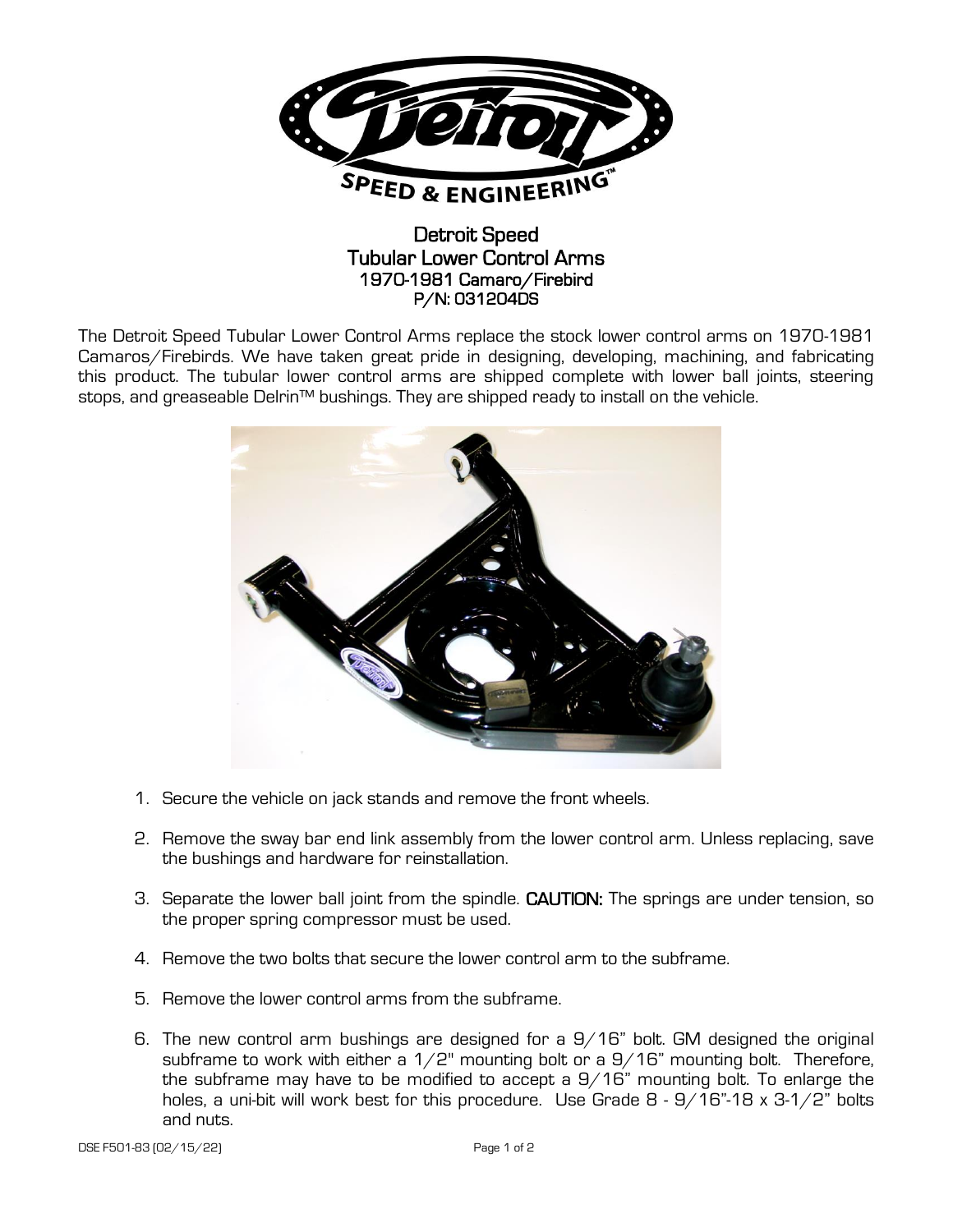# Detroit Speed
## Tubular Lower Control Arms
### 1970-1981 Camaro/Firebird
### P/N: 031204DS

The Detroit Speed Tubular Lower Control Arms replace the stock lower control arms on 1970-1981 Camaros/Firebirds. We have taken great pride in designing, developing, machining, and fabricating this product. The tubular lower control arms are shipped complete with lower ball joints, steering stops, and greaseable Delrin™ bushings. They are shipped ready to install on the vehicle.

1. Secure the vehicle on jack stands and remove the front wheels.
2. Remove the sway bar end link assembly from the lower control arm. Unless replacing, save the bushings and hardware for reinstallation.
3. Separate the lower ball joint from the spindle. **CAUTION:** The springs are under tension, so the proper spring compressor must be used.
4. Remove the two bolts that secure the lower control arm to the subframe.
5. Remove the lower control arms from the subframe.
6. The new control arm bushings are designed for a 9/16" bolt. GM designed the original subframe to work with either a 1/2" mounting bolt or a 9/16" mounting bolt. Therefore, the subframe may have to be modified to accept a 9/16" mounting bolt. To enlarge the holes, a uni-bit will work best for this procedure. Use Grade 8 - 9/16"-18 x 3-1/2" bolts and nuts.

DSE F501-83 (02/15/22)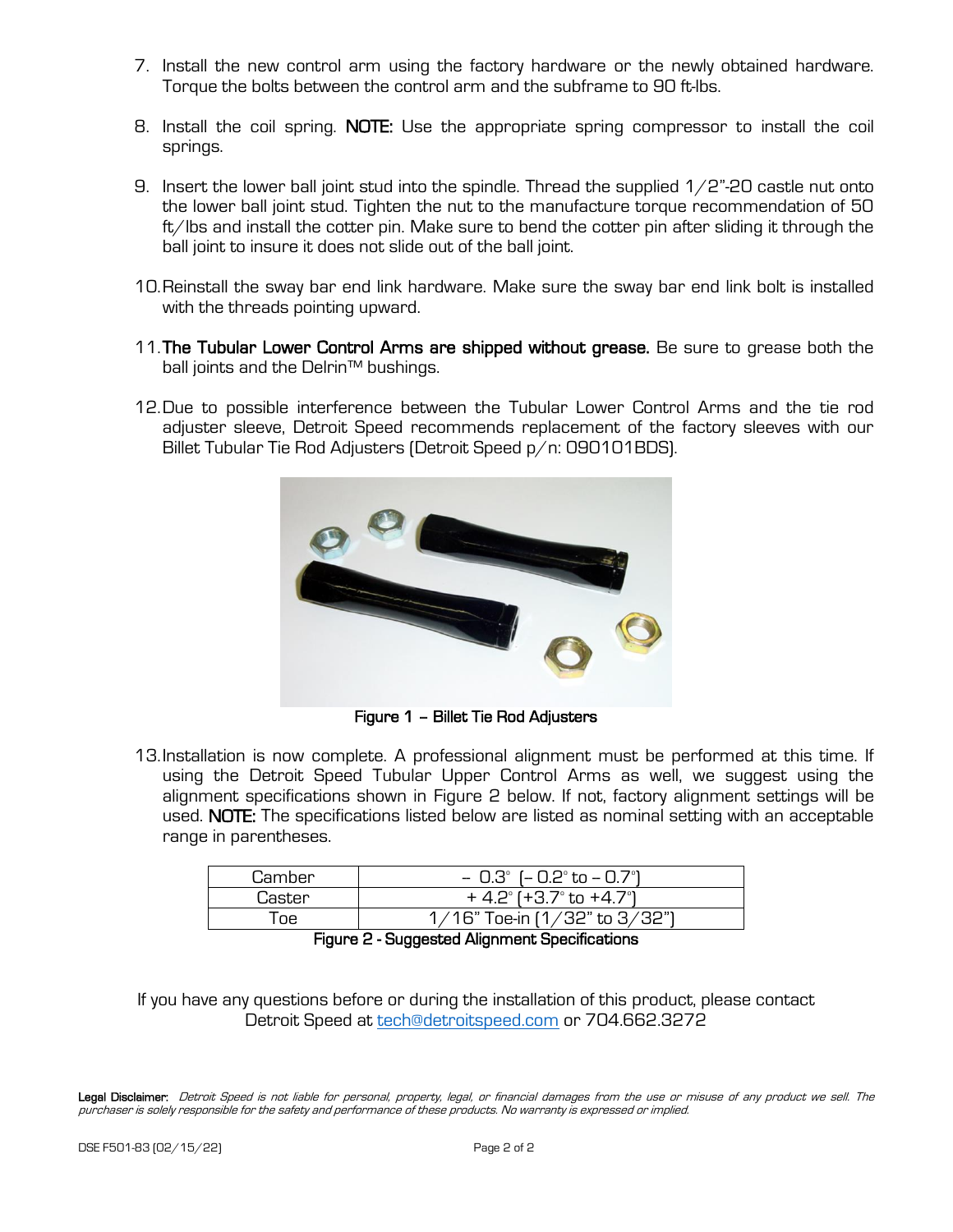7. Install the new control arm using the factory hardware or the newly obtained hardware. Torque the bolts between the control arm and the subframe to 90 ft-lbs.

8. Install the coil spring. **NOTE:** Use the appropriate spring compressor to install the coil springs.

9. Insert the lower ball joint stud into the spindle. Thread the supplied 1/2"-20 castle nut onto the lower ball joint stud. Tighten the nut to the manufacture torque recommendation of 50 ft/lbs and install the cotter pin. Make sure to bend the cotter pin after sliding it through the ball joint to insure it does not slide out of the ball joint.

10. Reinstall the sway bar end link hardware. Make sure the sway bar end link bolt is installed with the threads pointing upward.

11. **The Tubular Lower Control Arms are shipped without grease.** Be sure to grease both the ball joints and the Delrin™ bushings.

12. Due to possible interference between the Tubular Lower Control Arms and the tie rod adjuster sleeve, Detroit Speed recommends replacement of the factory sleeves with our Billet Tubular Tie Rod Adjusters (Detroit Speed p/n: 090101BDS).

**Figure 1 – Billet Tie Rod Adjusters**

13. Installation is now complete. A professional alignment must be performed at this time. If using the Detroit Speed Tubular Upper Control Arms as well, we suggest using the alignment specifications shown in Figure 2 below. If not, factory alignment settings will be used. **NOTE:** The specifications listed below are listed as nominal setting with an acceptable range in parentheses.

| | |
|---|---|
| Camber | – 0.3° (– 0.2° to – 0.7°) |
| Caster | + 4.2° (+3.7° to +4.7°) |
| Toe | 1/16" Toe-in (1/32" to 3/32") |

**Figure 2 - Suggested Alignment Specifications**

If you have any questions before or during the installation of this product, please contact Detroit Speed at tech@detroitspeed.com or 704.662.3272

**Legal Disclaimer:** *Detroit Speed is not liable for personal, property, legal, or financial damages from the use or misuse of any product we sell. The purchaser is solely responsible for the safety and performance of these products. No warranty is expressed or implied.*

DSE F501-83 (02/15/22)